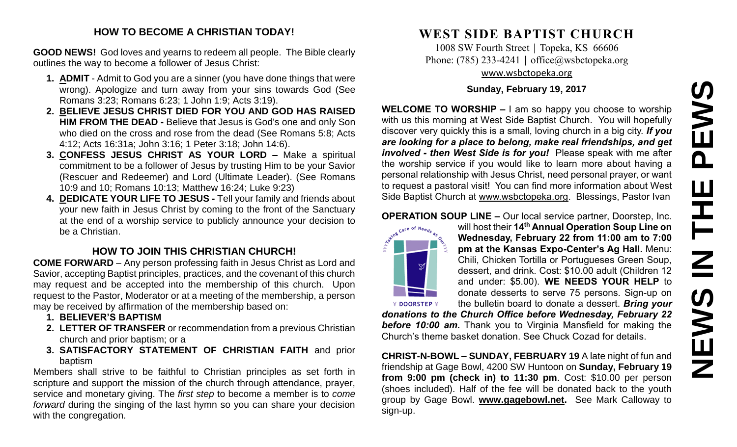## HOW TO BECOME A CHRISTIAN TODAY!

**GOOD NEWS!** God loves and yearns to redeem all people. The Bible clearly outlines the way to become a follower of Jesus Christ:

1. **ADMIT** - Admit to God you are a sinner (you have done things that were wrong). Apologize and turn away from your sins towards God (See Romans 3:23; Romans 6:23; 1 John 1:9; Acts 3:19).
2. **BELIEVE JESUS CHRIST DIED FOR YOU AND GOD HAS RAISED HIM FROM THE DEAD -** Believe that Jesus is God's one and only Son who died on the cross and rose from the dead (See Romans 5:8; Acts 4:12; Acts 16:31a; John 3:16; 1 Peter 3:18; John 14:6).
3. **CONFESS JESUS CHRIST AS YOUR LORD –** Make a spiritual commitment to be a follower of Jesus by trusting Him to be your Savior (Rescuer and Redeemer) and Lord (Ultimate Leader). (See Romans 10:9 and 10; Romans 10:13; Matthew 16:24; Luke 9:23)
4. **DEDICATE YOUR LIFE TO JESUS -** Tell your family and friends about your new faith in Jesus Christ by coming to the front of the Sanctuary at the end of a worship service to publicly announce your decision to be a Christian.

## HOW TO JOIN THIS CHRISTIAN CHURCH!

**COME FORWARD** – Any person professing faith in Jesus Christ as Lord and Savior, accepting Baptist principles, practices, and the covenant of this church may request and be accepted into the membership of this church. Upon request to the Pastor, Moderator or at a meeting of the membership, a person may be received by affirmation of the membership based on:

1. **BELIEVER'S BAPTISM**
2. **LETTER OF TRANSFER** or recommendation from a previous Christian church and prior baptism; or a
3. **SATISFACTORY STATEMENT OF CHRISTIAN FAITH** and prior baptism

Members shall strive to be faithful to Christian principles as set forth in scripture and support the mission of the church through attendance, prayer, service and monetary giving. The *first step* to become a member is to *come forward* during the singing of the last hymn so you can share your decision with the congregation.

# WEST SIDE BAPTIST CHURCH

1008 SW Fourth Street | Topeka, KS 66606
Phone: (785) 233-4241 | office@wsbctopeka.org
www.wsbctopeka.org

**Sunday, February 19, 2017**

# NEWS IN THE PEWS

**WELCOME TO WORSHIP –** I am so happy you choose to worship with us this morning at West Side Baptist Church. You will hopefully discover very quickly this is a small, loving church in a big city. ***If you are looking for a place to belong, make real friendships, and get involved - then West Side is for you!*** Please speak with me after the worship service if you would like to learn more about having a personal relationship with Jesus Christ, need personal prayer, or want to request a pastoral visit! You can find more information about West Side Baptist Church at www.wsbctopeka.org. Blessings, Pastor Ivan

**OPERATION SOUP LINE –** Our local service partner, Doorstep, Inc. will host their **14th Annual Operation Soup Line on Wednesday, February 22 from 11:00 am to 7:00 pm at the Kansas Expo-Center's Ag Hall.** Menu: Chili, Chicken Tortilla or Portugueses Green Soup, dessert, and drink. Cost: $10.00 adult (Children 12 and under: $5.00). **WE NEEDS YOUR HELP** to donate desserts to serve 75 persons. Sign-up on the bulletin board to donate a dessert. ***Bring your donations to the Church Office before Wednesday, February 22 before 10:00 am.*** Thank you to Virginia Mansfield for making the Church's theme basket donation. See Chuck Cozad for details.

**CHRIST-N-BOWL – SUNDAY, FEBRUARY 19** A late night of fun and friendship at Gage Bowl, 4200 SW Huntoon on **Sunday, February 19 from 9:00 pm (check in) to 11:30 pm**. Cost: $10.00 per person (shoes included). Half of the fee will be donated back to the youth group by Gage Bowl. **www.gagebowl.net.** See Mark Calloway to sign-up.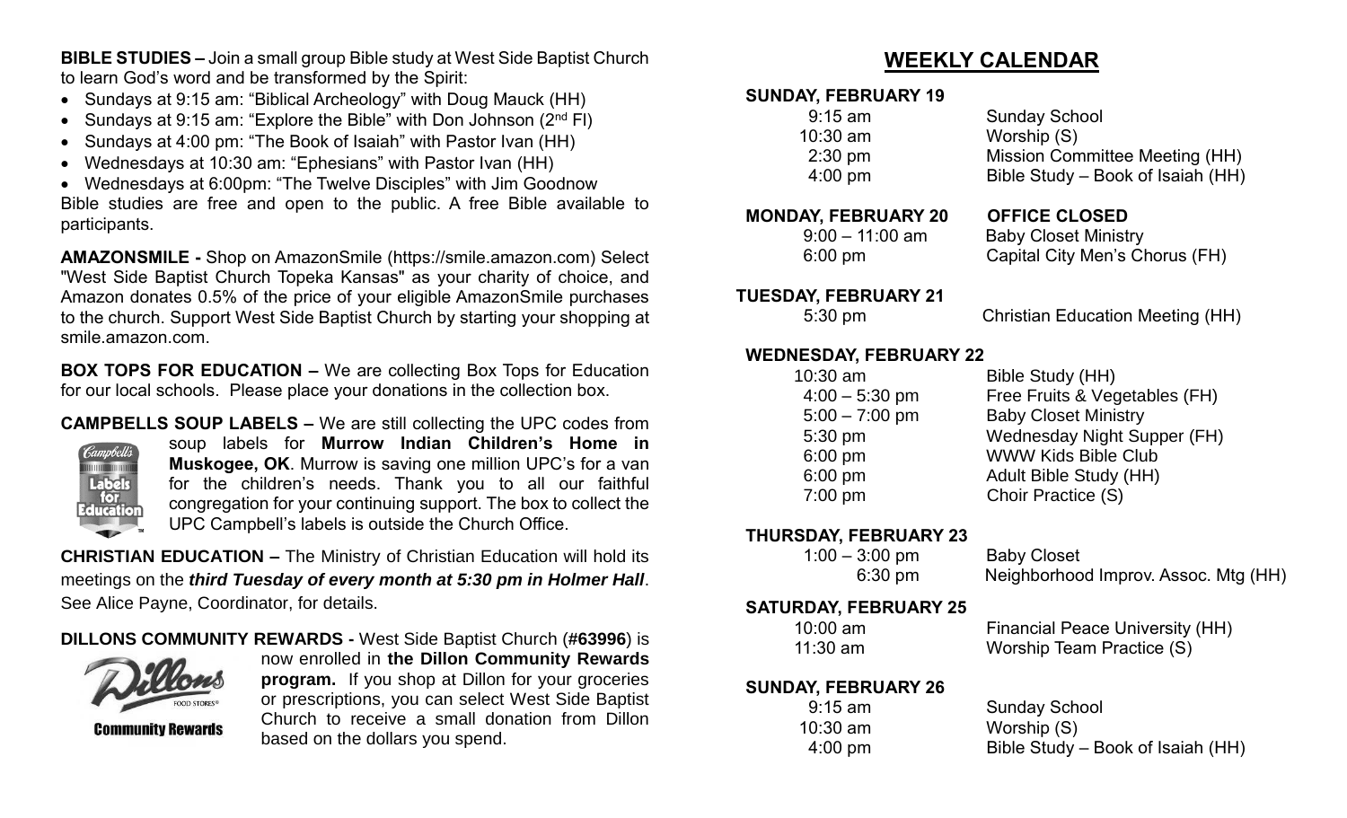**BIBLE STUDIES –** Join a small group Bible study at West Side Baptist Church to learn God's word and be transformed by the Spirit:

- Sundays at 9:15 am: "Biblical Archeology" with Doug Mauck (HH)
- Sundays at 9:15 am: "Explore the Bible" with Don Johnson (2nd Fl)
- Sundays at 4:00 pm: "The Book of Isaiah" with Pastor Ivan (HH)
- Wednesdays at 10:30 am: "Ephesians" with Pastor Ivan (HH)
- Wednesdays at 6:00pm: "The Twelve Disciples" with Jim Goodnow

Bible studies are free and open to the public. A free Bible available to participants.

**AMAZONSMILE -** Shop on AmazonSmile (https://smile.amazon.com) Select "West Side Baptist Church Topeka Kansas" as your charity of choice, and Amazon donates 0.5% of the price of your eligible AmazonSmile purchases to the church. Support West Side Baptist Church by starting your shopping at smile.amazon.com.

**BOX TOPS FOR EDUCATION –** We are collecting Box Tops for Education for our local schools. Please place your donations in the collection box.

**CAMPBELLS SOUP LABELS –** We are still collecting the UPC codes from soup labels for **Murrow Indian Children's Home in Muskogee, OK**. Murrow is saving one million UPC's for a van for the children's needs. Thank you to all our faithful congregation for your continuing support. The box to collect the UPC Campbell's labels is outside the Church Office.

**CHRISTIAN EDUCATION –** The Ministry of Christian Education will hold its meetings on the ***third Tuesday of every month at 5:30 pm in Holmer Hall***. See Alice Payne, Coordinator, for details.

**DILLONS COMMUNITY REWARDS -** West Side Baptist Church (**#63996**) is now enrolled in **the Dillon Community Rewards program.** If you shop at Dillon for your groceries or prescriptions, you can select West Side Baptist Church to receive a small donation from Dillon based on the dollars you spend.

# WEEKLY CALENDAR

**SUNDAY, FEBRUARY 19**

| | |
|---|---|
| 9:15 am | Sunday School |
| 10:30 am | Worship (S) |
| 2:30 pm | Mission Committee Meeting (HH) |
| 4:00 pm | Bible Study – Book of Isaiah (HH) |

**MONDAY, FEBRUARY 20** **OFFICE CLOSED**

| | |
|---|---|
| 9:00 – 11:00 am | Baby Closet Ministry |
| 6:00 pm | Capital City Men's Chorus (FH) |

**TUESDAY, FEBRUARY 21**

| | |
|---|---|
| 5:30 pm | Christian Education Meeting (HH) |

**WEDNESDAY, FEBRUARY 22**

| | |
|---|---|
| 10:30 am | Bible Study (HH) |
| 4:00 – 5:30 pm | Free Fruits & Vegetables (FH) |
| 5:00 – 7:00 pm | Baby Closet Ministry |
| 5:30 pm | Wednesday Night Supper (FH) |
| 6:00 pm | WWW Kids Bible Club |
| 6:00 pm | Adult Bible Study (HH) |
| 7:00 pm | Choir Practice (S) |

**THURSDAY, FEBRUARY 23**

| | |
|---|---|
| 1:00 – 3:00 pm | Baby Closet |
| 6:30 pm | Neighborhood Improv. Assoc. Mtg (HH) |

**SATURDAY, FEBRUARY 25**

| | |
|---|---|
| 10:00 am | Financial Peace University (HH) |
| 11:30 am | Worship Team Practice (S) |

**SUNDAY, FEBRUARY 26**

| | |
|---|---|
| 9:15 am | Sunday School |
| 10:30 am | Worship (S) |
| 4:00 pm | Bible Study – Book of Isaiah (HH) |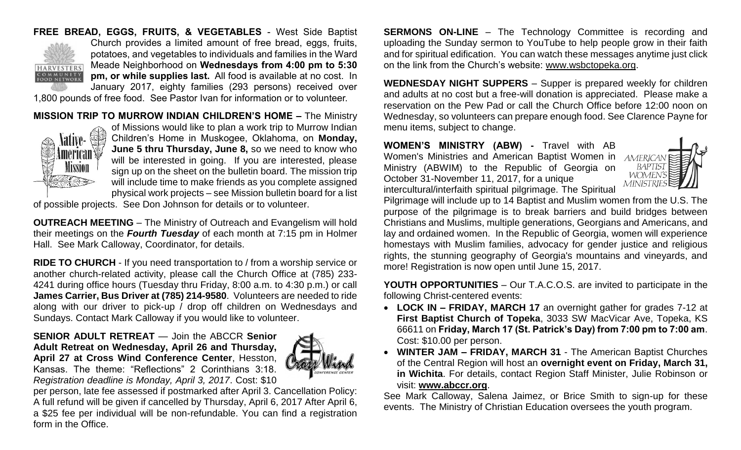**FREE BREAD, EGGS, FRUITS, & VEGETABLES** - West Side Baptist Church provides a limited amount of free bread, eggs, fruits, potatoes, and vegetables to individuals and families in the Ward Meade Neighborhood on **Wednesdays from 4:00 pm to 5:30 pm, or while supplies last.** All food is available at no cost. In January 2017, eighty families (293 persons) received over 1,800 pounds of free food. See Pastor Ivan for information or to volunteer.

**MISSION TRIP TO MURROW INDIAN CHILDREN'S HOME –** The Ministry of Missions would like to plan a work trip to Murrow Indian Children's Home in Muskogee, Oklahoma, on **Monday, June 5 thru Thursday, June 8,** so we need to know who will be interested in going. If you are interested, please sign up on the sheet on the bulletin board. The mission trip will include time to make friends as you complete assigned physical work projects – see Mission bulletin board for a list of possible projects. See Don Johnson for details or to volunteer.

**OUTREACH MEETING** – The Ministry of Outreach and Evangelism will hold their meetings on the ***Fourth Tuesday*** of each month at 7:15 pm in Holmer Hall. See Mark Calloway, Coordinator, for details.

**RIDE TO CHURCH** - If you need transportation to / from a worship service or another church-related activity, please call the Church Office at (785) 233-4241 during office hours (Tuesday thru Friday, 8:00 a.m. to 4:30 p.m.) or call **James Carrier, Bus Driver at (785) 214-9580**. Volunteers are needed to ride along with our driver to pick-up / drop off children on Wednesdays and Sundays. Contact Mark Calloway if you would like to volunteer.

**SENIOR ADULT RETREAT** — Join the ABCCR **Senior Adult Retreat on Wednesday, April 26 and Thursday, April 27 at Cross Wind Conference Center**, Hesston, Kansas. The theme: "Reflections" 2 Corinthians 3:18. *Registration deadline is Monday, April 3, 2017*. Cost: $10 per person, late fee assessed if postmarked after April 3. Cancellation Policy: A full refund will be given if cancelled by Thursday, April 6, 2017 After April 6, a $25 fee per individual will be non-refundable. You can find a registration form in the Office.

**SERMONS ON-LINE** – The Technology Committee is recording and uploading the Sunday sermon to YouTube to help people grow in their faith and for spiritual edification. You can watch these messages anytime just click on the link from the Church's website: www.wsbctopeka.org.

**WEDNESDAY NIGHT SUPPERS** – Supper is prepared weekly for children and adults at no cost but a free-will donation is appreciated. Please make a reservation on the Pew Pad or call the Church Office before 12:00 noon on Wednesday, so volunteers can prepare enough food. See Clarence Payne for menu items, subject to change.

**WOMEN'S MINISTRY (ABW) -** Travel with AB Women's Ministries and American Baptist Women in Ministry (ABWIM) to the Republic of Georgia on October 31-November 11, 2017, for a unique intercultural/interfaith spiritual pilgrimage. The Spiritual Pilgrimage will include up to 14 Baptist and Muslim women from the U.S. The purpose of the pilgrimage is to break barriers and build bridges between Christians and Muslims, multiple generations, Georgians and Americans, and lay and ordained women. In the Republic of Georgia, women will experience homestays with Muslim families, advocacy for gender justice and religious rights, the stunning geography of Georgia's mountains and vineyards, and more! Registration is now open until June 15, 2017.

**YOUTH OPPORTUNITIES** – Our T.A.C.O.S. are invited to participate in the following Christ-centered events:

- **LOCK IN – FRIDAY, MARCH 17** an overnight gather for grades 7-12 at **First Baptist Church of Topeka**, 3033 SW MacVicar Ave, Topeka, KS 66611 on **Friday, March 17 (St. Patrick's Day) from 7:00 pm to 7:00 am**. Cost: $10.00 per person.
- **WINTER JAM – FRIDAY, MARCH 31** - The American Baptist Churches of the Central Region will host an **overnight event on Friday, March 31, in Wichita**. For details, contact Region Staff Minister, Julie Robinson or visit: **www.abccr.org**.

See Mark Calloway, Salena Jaimez, or Brice Smith to sign-up for these events. The Ministry of Christian Education oversees the youth program.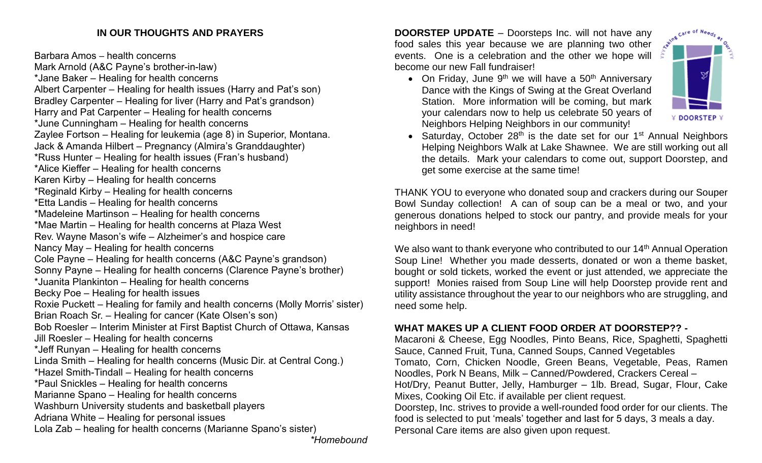## IN OUR THOUGHTS AND PRAYERS

Barbara Amos – health concerns
Mark Arnold (A&C Payne's brother-in-law)
*Jane Baker – Healing for health concerns
Albert Carpenter – Healing for health issues (Harry and Pat's son)
Bradley Carpenter – Healing for liver (Harry and Pat's grandson)
Harry and Pat Carpenter – Healing for health concerns
*June Cunningham – Healing for health concerns
Zaylee Fortson – Healing for leukemia (age 8) in Superior, Montana.
Jack & Amanda Hilbert – Pregnancy (Almira's Granddaughter)
*Russ Hunter – Healing for health issues (Fran's husband)
*Alice Kieffer – Healing for health concerns
Karen Kirby – Healing for health concerns
*Reginald Kirby – Healing for health concerns
*Etta Landis – Healing for health concerns
*Madeleine Martinson – Healing for health concerns
*Mae Martin – Healing for health concerns at Plaza West
Rev. Wayne Mason's wife – Alzheimer's and hospice care
Nancy May – Healing for health concerns
Cole Payne – Healing for health concerns (A&C Payne's grandson)
Sonny Payne – Healing for health concerns (Clarence Payne's brother)
*Juanita Plankinton – Healing for health concerns
Becky Poe – Healing for health issues
Roxie Puckett – Healing for family and health concerns (Molly Morris' sister)
Brian Roach Sr. – Healing for cancer (Kate Olsen's son)
Bob Roesler – Interim Minister at First Baptist Church of Ottawa, Kansas
Jill Roesler – Healing for health concerns
*Jeff Runyan – Healing for health concerns
Linda Smith – Healing for health concerns (Music Dir. at Central Cong.)
*Hazel Smith-Tindall – Healing for health concerns
*Paul Snickles – Healing for health concerns
Marianne Spano – Healing for health concerns
Washburn University students and basketball players
Adriana White – Healing for personal issues
Lola Zab – healing for health concerns (Marianne Spano's sister)

*\*Homebound*

**DOORSTEP UPDATE** – Doorsteps Inc. will not have any food sales this year because we are planning two other events. One is a celebration and the other we hope will become our new Fall fundraiser!

- On Friday, June 9th we will have a 50th Anniversary Dance with the Kings of Swing at the Great Overland Station. More information will be coming, but mark your calendars now to help us celebrate 50 years of Neighbors Helping Neighbors in our community!
- Saturday, October 28th is the date set for our 1st Annual Neighbors Helping Neighbors Walk at Lake Shawnee. We are still working out all the details. Mark your calendars to come out, support Doorstep, and get some exercise at the same time!

THANK YOU to everyone who donated soup and crackers during our Souper Bowl Sunday collection! A can of soup can be a meal or two, and your generous donations helped to stock our pantry, and provide meals for your neighbors in need!

We also want to thank everyone who contributed to our 14th Annual Operation Soup Line! Whether you made desserts, donated or won a theme basket, bought or sold tickets, worked the event or just attended, we appreciate the support! Monies raised from Soup Line will help Doorstep provide rent and utility assistance throughout the year to our neighbors who are struggling, and need some help.

**WHAT MAKES UP A CLIENT FOOD ORDER AT DOORSTEP?? -**

Macaroni & Cheese, Egg Noodles, Pinto Beans, Rice, Spaghetti, Spaghetti Sauce, Canned Fruit, Tuna, Canned Soups, Canned Vegetables Tomato, Corn, Chicken Noodle, Green Beans, Vegetable, Peas, Ramen Noodles, Pork N Beans, Milk – Canned/Powdered, Crackers Cereal – Hot/Dry, Peanut Butter, Jelly, Hamburger – 1lb. Bread, Sugar, Flour, Cake Mixes, Cooking Oil Etc. if available per client request.
Doorstep, Inc. strives to provide a well-rounded food order for our clients. The food is selected to put 'meals' together and last for 5 days, 3 meals a day. Personal Care items are also given upon request.